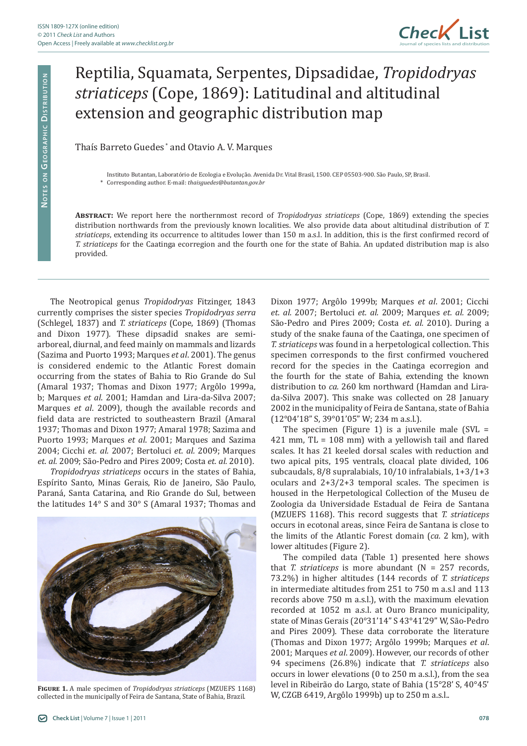# Reptilia, Squamata, Serpentes, Dipsadidae, *Tropidodryas striaticeps* (Cope, 1869): Latitudinal and altitudinal extension and geographic distribution map

Thaís Barreto Guedes * and Otavio A. V. Marques

Instituto Butantan, Laboratório de Ecologia e Evolução. Avenida Dr. Vital Brasil, 1500. CEP 05503-900. São Paulo, SP, Brasil.
\* Corresponding author. E-mail: *thaisguedes@butantan.gov.br*

**Abstract:** We report here the northernmost record of *Tropidodryas striaticeps* (Cope, 1869) extending the species distribution northwards from the previously known localities. We also provide data about altitudinal distribution of *T. striaticeps*, extending its occurrence to altitudes lower than 150 m a.s.l. In addition, this is the first confirmed record of *T. striaticeps* for the Caatinga ecorregion and the fourth one for the state of Bahia. An updated distribution map is also provided.

The Neotropical genus *Tropidodryas* Fitzinger, 1843 currently comprises the sister species *Tropidodryas serra* (Schlegel, 1837) and *T. striaticeps* (Cope, 1869) (Thomas and Dixon 1977). These dipsadid snakes are semi-arboreal, diurnal, and feed mainly on mammals and lizards (Sazima and Puorto 1993; Marques *et al*. 2001). The genus is considered endemic to the Atlantic Forest domain occurring from the states of Bahia to Rio Grande do Sul (Amaral 1937; Thomas and Dixon 1977; Argôlo 1999a, b; Marques *et al*. 2001; Hamdan and Lira-da-Silva 2007; Marques *et al*. 2009), though the available records and field data are restricted to southeastern Brazil (Amaral 1937; Thomas and Dixon 1977; Amaral 1978; Sazima and Puorto 1993; Marques *et al*. 2001; Marques and Sazima 2004; Cicchi *et. al.* 2007; Bertoluci *et. al.* 2009; Marques *et. al.* 2009; São-Pedro and Pires 2009; Costa *et. al.* 2010).

*Tropidodryas striaticeps* occurs in the states of Bahia, Espírito Santo, Minas Gerais, Rio de Janeiro, São Paulo, Paraná, Santa Catarina, and Rio Grande do Sul, between the latitudes 14° S and 30° S (Amaral 1937; Thomas and Dixon 1977; Argôlo 1999b; Marques *et al*. 2001; Cicchi *et. al.* 2007; Bertoluci *et. al.* 2009; Marques *et. al.* 2009; São-Pedro and Pires 2009; Costa *et. al.* 2010). During a study of the snake fauna of the Caatinga, one specimen of *T. striaticeps* was found in a herpetological collection. This specimen corresponds to the first confirmed vouchered record for the species in the Caatinga ecorregion and the fourth for the state of Bahia, extending the known distribution to *ca.* 260 km northward (Hamdan and Lira-da-Silva 2007). This snake was collected on 28 January 2002 in the municipality of Feira de Santana, state of Bahia (12°04'18" S, 39°01'05" W; 234 m a.s.l.).

**Figure 1.** A male specimen of *Tropidodryas striaticeps* (MZUEFS 1168) collected in the municipally of Feira de Santana, State of Bahia, Brazil.

The specimen (Figure 1) is a juvenile male (SVL = 421 mm, TL = 108 mm) with a yellowish tail and flared scales. It has 21 keeled dorsal scales with reduction and two apical pits, 195 ventrals, cloacal plate divided, 106 subcaudals, 8/8 supralabials, 10/10 infralabials, 1+3/1+3 oculars and 2+3/2+3 temporal scales. The specimen is housed in the Herpetological Collection of the Museu de Zoologia da Universidade Estadual de Feira de Santana (MZUEFS 1168). This record suggests that *T. striaticeps* occurs in ecotonal areas, since Feira de Santana is close to the limits of the Atlantic Forest domain (*ca.* 2 km), with lower altitudes (Figure 2).

The compiled data (Table 1) presented here shows that *T. striaticeps* is more abundant (N = 257 records, 73.2%) in higher altitudes (144 records of *T. striaticeps* in intermediate altitudes from 251 to 750 m a.s.l and 113 records above 750 m a.s.l.), with the maximum elevation recorded at 1052 m a.s.l. at Ouro Branco municipality, state of Minas Gerais (20°31'14" S 43°41'29" W, São-Pedro and Pires 2009). These data corroborate the literature (Thomas and Dixon 1977; Argôlo 1999b; Marques *et al*. 2001; Marques *et al*. 2009). However, our records of other 94 specimens (26.8%) indicate that *T. striaticeps* also occurs in lower elevations (0 to 250 m a.s.l.), from the sea level in Ribeirão do Largo, state of Bahia (15°28' S, 40°45' W, CZGB 6419, Argôlo 1999b) up to 250 m a.s.l..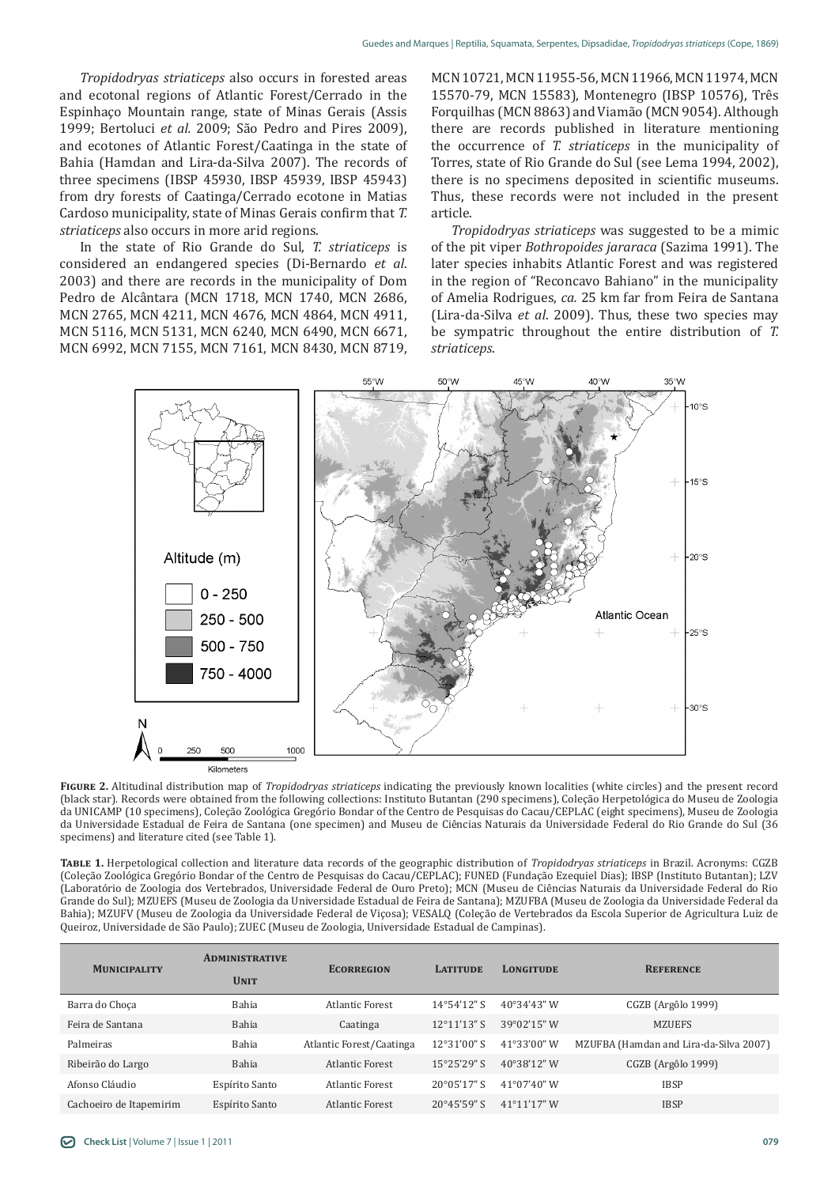*Tropidodryas striaticeps* also occurs in forested areas and ecotonal regions of Atlantic Forest/Cerrado in the Espinhaço Mountain range, state of Minas Gerais (Assis 1999; Bertoluci *et al.* 2009; São Pedro and Pires 2009), and ecotones of Atlantic Forest/Caatinga in the state of Bahia (Hamdan and Lira-da-Silva 2007). The records of three specimens (IBSP 45930, IBSP 45939, IBSP 45943) from dry forests of Caatinga/Cerrado ecotone in Matias Cardoso municipality, state of Minas Gerais confirm that *T. striaticeps* also occurs in more arid regions.

In the state of Rio Grande do Sul, *T. striaticeps* is considered an endangered species (Di-Bernardo *et al*. 2003) and there are records in the municipality of Dom Pedro de Alcântara (MCN 1718, MCN 1740, MCN 2686, MCN 2765, MCN 4211, MCN 4676, MCN 4864, MCN 4911, MCN 5116, MCN 5131, MCN 6240, MCN 6490, MCN 6671, MCN 6992, MCN 7155, MCN 7161, MCN 8430, MCN 8719, MCN 10721, MCN 11955-56, MCN 11966, MCN 11974, MCN 15570-79, MCN 15583), Montenegro (IBSP 10576), Três Forquilhas (MCN 8863) and Viamão (MCN 9054). Although there are records published in literature mentioning the occurrence of *T. striaticeps* in the municipality of Torres, state of Rio Grande do Sul (see Lema 1994, 2002), there is no specimens deposited in scientific museums. Thus, these records were not included in the present article.

*Tropidodryas striaticeps* was suggested to be a mimic of the pit viper *Bothropoides jararaca* (Sazima 1991). The later species inhabits Atlantic Forest and was registered in the region of "Reconcavo Bahiano" in the municipality of Amelia Rodrigues, *ca.* 25 km far from Feira de Santana (Lira-da-Silva *et al*. 2009). Thus, these two species may be sympatric throughout the entire distribution of *T. striaticeps*.

**Figure 2.** Altitudinal distribution map of *Tropidodryas striaticeps* indicating the previously known localities (white circles) and the present record (black star). Records were obtained from the following collections: Instituto Butantan (290 specimens), Coleção Herpetológica do Museu de Zoologia da UNICAMP (10 specimens), Coleção Zoológica Gregório Bondar of the Centro de Pesquisas do Cacau/CEPLAC (eight specimens), Museu de Zoologia da Universidade Estadual de Feira de Santana (one specimen) and Museu de Ciências Naturais da Universidade Federal do Rio Grande do Sul (36 specimens) and literature cited (see Table 1).

**Table 1.** Herpetological collection and literature data records of the geographic distribution of *Tropidodryas striaticeps* in Brazil. Acronyms: CGZB (Coleção Zoológica Gregório Bondar of the Centro de Pesquisas do Cacau/CEPLAC); FUNED (Fundação Ezequiel Dias); IBSP (Instituto Butantan); LZV (Laboratório de Zoologia dos Vertebrados, Universidade Federal de Ouro Preto); MCN (Museu de Ciências Naturais da Universidade Federal do Rio Grande do Sul); MZUEFS (Museu de Zoologia da Universidade Estadual de Feira de Santana); MZUFBA (Museu de Zoologia da Universidade Federal da Bahia); MZUFV (Museu de Zoologia da Universidade Federal de Viçosa); VESALQ (Coleção de Vertebrados da Escola Superior de Agricultura Luiz de Queiroz, Universidade de São Paulo); ZUEC (Museu de Zoologia, Universidade Estadual de Campinas).

| Municipality | Administrative Unit | Ecorregion | Latitude | Longitude | Reference |
|---|---|---|---|---|---|
| Barra do Choça | Bahia | Atlantic Forest | 14°54'12" S | 40°34'43" W | CGZB (Argôlo 1999) |
| Feira de Santana | Bahia | Caatinga | 12°11'13" S | 39°02'15" W | MZUEFS |
| Palmeiras | Bahia | Atlantic Forest/Caatinga | 12°31'00" S | 41°33'00" W | MZUFBA (Hamdan and Lira-da-Silva 2007) |
| Ribeirão do Largo | Bahia | Atlantic Forest | 15°25'29" S | 40°38'12" W | CGZB (Argôlo 1999) |
| Afonso Cláudio | Espírito Santo | Atlantic Forest | 20°05'17" S | 41°07'40" W | IBSP |
| Cachoeiro de Itapemirim | Espírito Santo | Atlantic Forest | 20°45'59" S | 41°11'17" W | IBSP |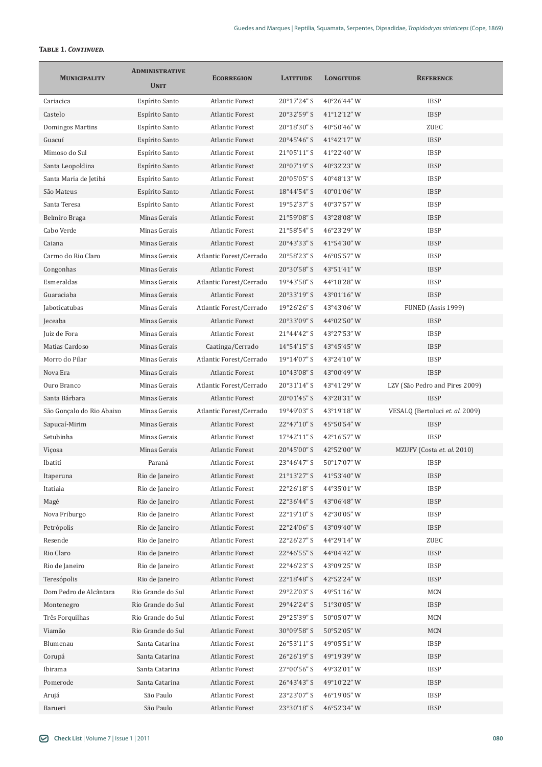**Table 1. *Continued.***

| Municipality | Administrative Unit | Ecorregion | Latitude | Longitude | Reference |
|---|---|---|---|---|---|
| Cariacica | Espírito Santo | Atlantic Forest | 20°17′24″ S | 40°26′44″ W | IBSP |
| Castelo | Espírito Santo | Atlantic Forest | 20°32′59″ S | 41°12′12″ W | IBSP |
| Domingos Martins | Espírito Santo | Atlantic Forest | 20°18′30″ S | 40°50′46″ W | ZUEC |
| Guacuí | Espírito Santo | Atlantic Forest | 20°45′46″ S | 41°42′17″ W | IBSP |
| Mimoso do Sul | Espírito Santo | Atlantic Forest | 21°05′11″ S | 41°22′40″ W | IBSP |
| Santa Leopoldina | Espírito Santo | Atlantic Forest | 20°07′19″ S | 40°32′23″ W | IBSP |
| Santa Maria de Jetibá | Espírito Santo | Atlantic Forest | 20°05′05″ S | 40°48′13″ W | IBSP |
| São Mateus | Espírito Santo | Atlantic Forest | 18°44′54″ S | 40°01′06″ W | IBSP |
| Santa Teresa | Espírito Santo | Atlantic Forest | 19°52′37″ S | 40°37′57″ W | IBSP |
| Belmiro Braga | Minas Gerais | Atlantic Forest | 21°59′08″ S | 43°28′08″ W | IBSP |
| Cabo Verde | Minas Gerais | Atlantic Forest | 21°58′54″ S | 46°23′29″ W | IBSP |
| Caiana | Minas Gerais | Atlantic Forest | 20°43′33″ S | 41°54′30″ W | IBSP |
| Carmo do Rio Claro | Minas Gerais | Atlantic Forest/Cerrado | 20°58′23″ S | 46°05′57″ W | IBSP |
| Congonhas | Minas Gerais | Atlantic Forest | 20°30′58″ S | 43°51′41″ W | IBSP |
| Esmeraldas | Minas Gerais | Atlantic Forest/Cerrado | 19°43′58″ S | 44°18′28″ W | IBSP |
| Guaraciaba | Minas Gerais | Atlantic Forest | 20°33′19″ S | 43°01′16″ W | IBSP |
| Jaboticatubas | Minas Gerais | Atlantic Forest/Cerrado | 19°26′26″ S | 43°43′06″ W | FUNED (Assis 1999) |
| Jeceaba | Minas Gerais | Atlantic Forest | 20°33′09″ S | 44°02′50″ W | IBSP |
| Juiz de Fora | Minas Gerais | Atlantic Forest | 21°44′42″ S | 43°27′53″ W | IBSP |
| Matias Cardoso | Minas Gerais | Caatinga/Cerrado | 14°54′15″ S | 43°45′45″ W | IBSP |
| Morro do Pilar | Minas Gerais | Atlantic Forest/Cerrado | 19°14′07″ S | 43°24′10″ W | IBSP |
| Nova Era | Minas Gerais | Atlantic Forest | 10°43′08″ S | 43°00′49″ W | IBSP |
| Ouro Branco | Minas Gerais | Atlantic Forest/Cerrado | 20°31′14″ S | 43°41′29″ W | LZV (São Pedro and Pires 2009) |
| Santa Bárbara | Minas Gerais | Atlantic Forest | 20°01′45″ S | 43°28′31″ W | IBSP |
| São Gonçalo do Rio Abaixo | Minas Gerais | Atlantic Forest/Cerrado | 19°49′03″ S | 43°19′18″ W | VESALQ (Bertoluci *et. al.* 2009) |
| Sapucaí-Mirim | Minas Gerais | Atlantic Forest | 22°47′10″ S | 45°50′54″ W | IBSP |
| Setubinha | Minas Gerais | Atlantic Forest | 17°42′11″ S | 42°16′57″ W | IBSP |
| Viçosa | Minas Gerais | Atlantic Forest | 20°45′00″ S | 42°52′00″ W | MZUFV (Costa *et. al.* 2010) |
| Ibatití | Paraná | Atlantic Forest | 23°46′47″ S | 50°17′07″ W | IBSP |
| Itaperuna | Rio de Janeiro | Atlantic Forest | 21°13′27″ S | 41°53′40″ W | IBSP |
| Itatiaia | Rio de Janeiro | Atlantic Forest | 22°26′18″ S | 44°35′01″ W | IBSP |
| Magé | Rio de Janeiro | Atlantic Forest | 22°36′44″ S | 43°06′48″ W | IBSP |
| Nova Friburgo | Rio de Janeiro | Atlantic Forest | 22°19′10″ S | 42°30′05″ W | IBSP |
| Petrópolis | Rio de Janeiro | Atlantic Forest | 22°24′06″ S | 43°09′40″ W | IBSP |
| Resende | Rio de Janeiro | Atlantic Forest | 22°26′27″ S | 44°29′14″ W | ZUEC |
| Rio Claro | Rio de Janeiro | Atlantic Forest | 22°46′55″ S | 44°04′42″ W | IBSP |
| Rio de Janeiro | Rio de Janeiro | Atlantic Forest | 22°46′23″ S | 43°09′25″ W | IBSP |
| Teresópolis | Rio de Janeiro | Atlantic Forest | 22°18′48″ S | 42°52′24″ W | IBSP |
| Dom Pedro de Alcântara | Rio Grande do Sul | Atlantic Forest | 29°22′03″ S | 49°51′16″ W | MCN |
| Montenegro | Rio Grande do Sul | Atlantic Forest | 29°42′24″ S | 51°30′05″ W | IBSP |
| Três Forquilhas | Rio Grande do Sul | Atlantic Forest | 29°25′39″ S | 50°05′07″ W | MCN |
| Viamão | Rio Grande do Sul | Atlantic Forest | 30°09′58″ S | 50°52′05″ W | MCN |
| Blumenau | Santa Catarina | Atlantic Forest | 26°53′11″ S | 49°05′51″ W | IBSP |
| Corupá | Santa Catarina | Atlantic Forest | 26°26′19″ S | 49°19′39″ W | IBSP |
| Ibirama | Santa Catarina | Atlantic Forest | 27°00′56″ S | 49°32′01″ W | IBSP |
| Pomerode | Santa Catarina | Atlantic Forest | 26°43′43″ S | 49°10′22″ W | IBSP |
| Arujá | São Paulo | Atlantic Forest | 23°23′07″ S | 46°19′05″ W | IBSP |
| Barueri | São Paulo | Atlantic Forest | 23°30′18″ S | 46°52′34″ W | IBSP |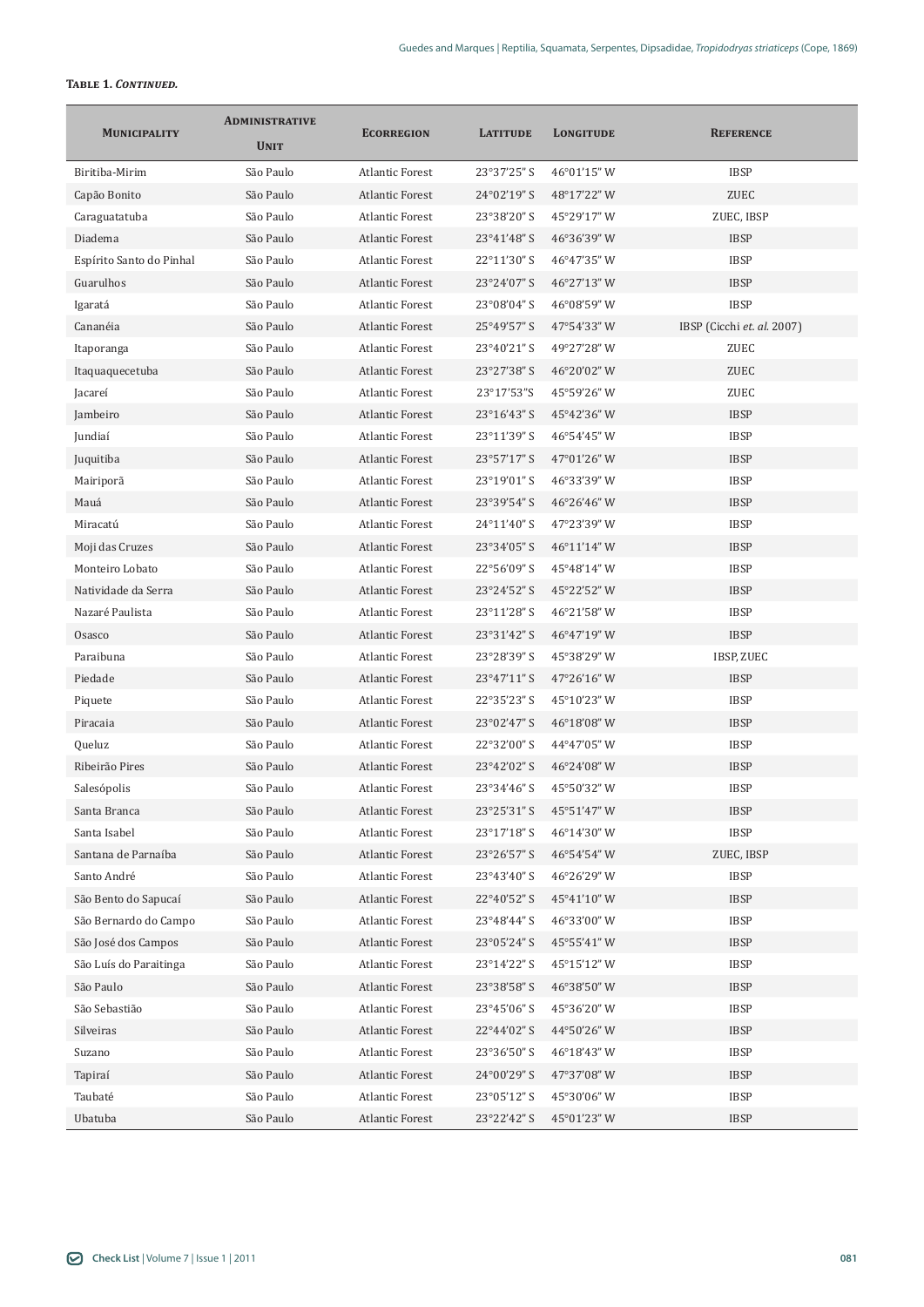**Table 1. *Continued.***

| Municipality | Administrative Unit | Ecorregion | Latitude | Longitude | Reference |
|---|---|---|---|---|---|
| Biritiba-Mirim | São Paulo | Atlantic Forest | 23°37'25" S | 46°01'15" W | IBSP |
| Capão Bonito | São Paulo | Atlantic Forest | 24°02'19" S | 48°17'22" W | ZUEC |
| Caraguatatuba | São Paulo | Atlantic Forest | 23°38'20" S | 45°29'17" W | ZUEC, IBSP |
| Diadema | São Paulo | Atlantic Forest | 23°41'48" S | 46°36'39" W | IBSP |
| Espírito Santo do Pinhal | São Paulo | Atlantic Forest | 22°11'30" S | 46°47'35" W | IBSP |
| Guarulhos | São Paulo | Atlantic Forest | 23°24'07" S | 46°27'13" W | IBSP |
| Igaratá | São Paulo | Atlantic Forest | 23°08'04" S | 46°08'59" W | IBSP |
| Cananéia | São Paulo | Atlantic Forest | 25°49'57" S | 47°54'33" W | IBSP (Cicchi *et. al.* 2007) |
| Itaporanga | São Paulo | Atlantic Forest | 23°40'21" S | 49°27'28" W | ZUEC |
| Itaquaquecetuba | São Paulo | Atlantic Forest | 23°27'38" S | 46°20'02" W | ZUEC |
| Jacareí | São Paulo | Atlantic Forest | 23°17'53"S | 45°59'26" W | ZUEC |
| Jambeiro | São Paulo | Atlantic Forest | 23°16'43" S | 45°42'36" W | IBSP |
| Jundiaí | São Paulo | Atlantic Forest | 23°11'39" S | 46°54'45" W | IBSP |
| Juquitiba | São Paulo | Atlantic Forest | 23°57'17" S | 47°01'26" W | IBSP |
| Mairiporã | São Paulo | Atlantic Forest | 23°19'01" S | 46°33'39" W | IBSP |
| Mauá | São Paulo | Atlantic Forest | 23°39'54" S | 46°26'46" W | IBSP |
| Miracatú | São Paulo | Atlantic Forest | 24°11'40" S | 47°23'39" W | IBSP |
| Moji das Cruzes | São Paulo | Atlantic Forest | 23°34'05" S | 46°11'14" W | IBSP |
| Monteiro Lobato | São Paulo | Atlantic Forest | 22°56'09" S | 45°48'14" W | IBSP |
| Natividade da Serra | São Paulo | Atlantic Forest | 23°24'52" S | 45°22'52" W | IBSP |
| Nazaré Paulista | São Paulo | Atlantic Forest | 23°11'28" S | 46°21'58" W | IBSP |
| Osasco | São Paulo | Atlantic Forest | 23°31'42" S | 46°47'19" W | IBSP |
| Paraibuna | São Paulo | Atlantic Forest | 23°28'39" S | 45°38'29" W | IBSP, ZUEC |
| Piedade | São Paulo | Atlantic Forest | 23°47'11" S | 47°26'16" W | IBSP |
| Piquete | São Paulo | Atlantic Forest | 22°35'23" S | 45°10'23" W | IBSP |
| Piracaia | São Paulo | Atlantic Forest | 23°02'47" S | 46°18'08" W | IBSP |
| Queluz | São Paulo | Atlantic Forest | 22°32'00" S | 44°47'05" W | IBSP |
| Ribeirão Pires | São Paulo | Atlantic Forest | 23°42'02" S | 46°24'08" W | IBSP |
| Salesópolis | São Paulo | Atlantic Forest | 23°34'46" S | 45°50'32" W | IBSP |
| Santa Branca | São Paulo | Atlantic Forest | 23°25'31" S | 45°51'47" W | IBSP |
| Santa Isabel | São Paulo | Atlantic Forest | 23°17'18" S | 46°14'30" W | IBSP |
| Santana de Parnaíba | São Paulo | Atlantic Forest | 23°26'57" S | 46°54'54" W | ZUEC, IBSP |
| Santo André | São Paulo | Atlantic Forest | 23°43'40" S | 46°26'29" W | IBSP |
| São Bento do Sapucaí | São Paulo | Atlantic Forest | 22°40'52" S | 45°41'10" W | IBSP |
| São Bernardo do Campo | São Paulo | Atlantic Forest | 23°48'44" S | 46°33'00" W | IBSP |
| São José dos Campos | São Paulo | Atlantic Forest | 23°05'24" S | 45°55'41" W | IBSP |
| São Luís do Paraitinga | São Paulo | Atlantic Forest | 23°14'22" S | 45°15'12" W | IBSP |
| São Paulo | São Paulo | Atlantic Forest | 23°38'58" S | 46°38'50" W | IBSP |
| São Sebastião | São Paulo | Atlantic Forest | 23°45'06" S | 45°36'20" W | IBSP |
| Silveiras | São Paulo | Atlantic Forest | 22°44'02" S | 44°50'26" W | IBSP |
| Suzano | São Paulo | Atlantic Forest | 23°36'50" S | 46°18'43" W | IBSP |
| Tapiraí | São Paulo | Atlantic Forest | 24°00'29" S | 47°37'08" W | IBSP |
| Taubaté | São Paulo | Atlantic Forest | 23°05'12" S | 45°30'06" W | IBSP |
| Ubatuba | São Paulo | Atlantic Forest | 23°22'42" S | 45°01'23" W | IBSP |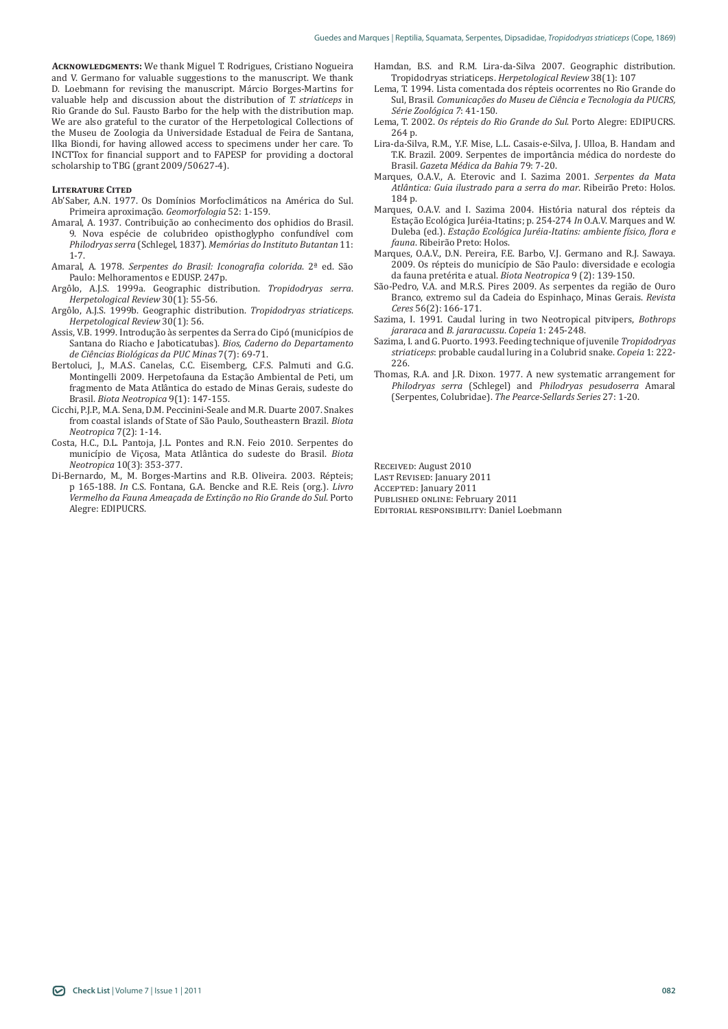**Acknowledgments:** We thank Miguel T. Rodrigues, Cristiano Nogueira and V. Germano for valuable suggestions to the manuscript. We thank D. Loebmann for revising the manuscript. Márcio Borges-Martins for valuable help and discussion about the distribution of *T. striaticeps* in Rio Grande do Sul. Fausto Barbo for the help with the distribution map. We are also grateful to the curator of the Herpetological Collections of the Museu de Zoologia da Universidade Estadual de Feira de Santana, Ilka Biondi, for having allowed access to specimens under her care. To INCTTox for financial support and to FAPESP for providing a doctoral scholarship to TBG (grant 2009/50627-4).

## Literature Cited

Ab'Saber, A.N. 1977. Os Domínios Morfoclimáticos na América do Sul. Primeira aproximação. *Geomorfologia* 52: 1-159.

Amaral, A. 1937. Contribuição ao conhecimento dos ophidios do Brasil. 9. Nova espécie de colubrideo opisthoglypho confundível com *Philodryas serra* (Schlegel, 1837). *Memórias do Instituto Butantan* 11: 1-7.

Amaral, A. 1978. *Serpentes do Brasil: Iconografia colorida*. 2ª ed. São Paulo: Melhoramentos e EDUSP. 247p.

Argôlo, A.J.S. 1999a. Geographic distribution. *Tropidodryas serra*. *Herpetological Review* 30(1): 55-56.

Argôlo, A.J.S. 1999b. Geographic distribution. *Tropidodryas striaticeps*. *Herpetological Review* 30(1): 56.

Assis, V.B. 1999. Introdução às serpentes da Serra do Cipó (municípios de Santana do Riacho e Jaboticatubas). *Bios, Caderno do Departamento de Ciências Biológicas da PUC Minas* 7(7): 69-71.

Bertoluci, J., M.A.S. Canelas, C.C. Eisemberg, C.F.S. Palmuti and G.G. Montingelli 2009. Herpetofauna da Estação Ambiental de Peti, um fragmento de Mata Atlântica do estado de Minas Gerais, sudeste do Brasil. *Biota Neotropica* 9(1): 147-155.

Cicchi, P.J.P., M.A. Sena, D.M. Peccinini-Seale and M.R. Duarte 2007. Snakes from coastal islands of State of São Paulo, Southeastern Brazil. *Biota Neotropica* 7(2): 1-14.

Costa, H.C., D.L. Pantoja, J.L. Pontes and R.N. Feio 2010. Serpentes do município de Viçosa, Mata Atlântica do sudeste do Brasil. *Biota Neotropica* 10(3): 353-377.

Di-Bernardo, M., M. Borges-Martins and R.B. Oliveira. 2003. Répteis; p 165-188. *In* C.S. Fontana, G.A. Bencke and R.E. Reis (org.). *Livro Vermelho da Fauna Ameaçada de Extinção no Rio Grande do Sul*. Porto Alegre: EDIPUCRS.

Hamdan, B.S. and R.M. Lira-da-Silva 2007. Geographic distribution. Tropidodryas striaticeps. *Herpetological Review* 38(1): 107

Lema, T. 1994. Lista comentada dos répteis ocorrentes no Rio Grande do Sul, Brasil. *Comunicações do Museu de Ciência e Tecnologia da PUCRS, Série Zoológica 7*: 41-150.

Lema, T. 2002. *Os répteis do Rio Grande do Sul*. Porto Alegre: EDIPUCRS. 264 p.

Lira-da-Silva, R.M., Y.F. Mise, L.L. Casais-e-Silva, J. Ulloa, B. Handam and T.K. Brazil. 2009. Serpentes de importância médica do nordeste do Brasil. *Gazeta Médica da Bahia* 79: 7-20.

Marques, O.A.V., A. Eterovic and I. Sazima 2001. *Serpentes da Mata Atlântica: Guia ilustrado para a serra do mar*. Ribeirão Preto: Holos. 184 p.

Marques, O.A.V. and I. Sazima 2004. História natural dos répteis da Estação Ecológica Juréia-Itatins; p. 254-274 *In* O.A.V. Marques and W. Duleba (ed.). *Estação Ecológica Juréia-Itatins: ambiente físico, flora e fauna*. Ribeirão Preto: Holos.

Marques, O.A.V., D.N. Pereira, F.E. Barbo, V.J. Germano and R.J. Sawaya. 2009. Os répteis do município de São Paulo: diversidade e ecologia da fauna pretérita e atual. *Biota Neotropica* 9 (2): 139-150.

São-Pedro, V.A. and M.R.S. Pires 2009. As serpentes da região de Ouro Branco, extremo sul da Cadeia do Espinhaço, Minas Gerais. *Revista Ceres* 56(2): 166-171.

Sazima, I. 1991. Caudal luring in two Neotropical pitvipers, *Bothrops jararaca* and *B. jararacussu*. *Copeia* 1: 245-248.

Sazima, I. and G. Puorto. 1993. Feeding technique of juvenile *Tropidodryas striaticeps*: probable caudal luring in a Colubrid snake. *Copeia* 1: 222-226.

Thomas, R.A. and J.R. Dixon. 1977. A new systematic arrangement for *Philodryas serra* (Schlegel) and *Philodryas pesudoserra* Amaral (Serpentes, Colubridae). *The Pearce-Sellards Series* 27: 1-20.

Received: August 2010
Last Revised: January 2011
Accepted: January 2011
Published online: February 2011
Editorial responsibility: Daniel Loebmann